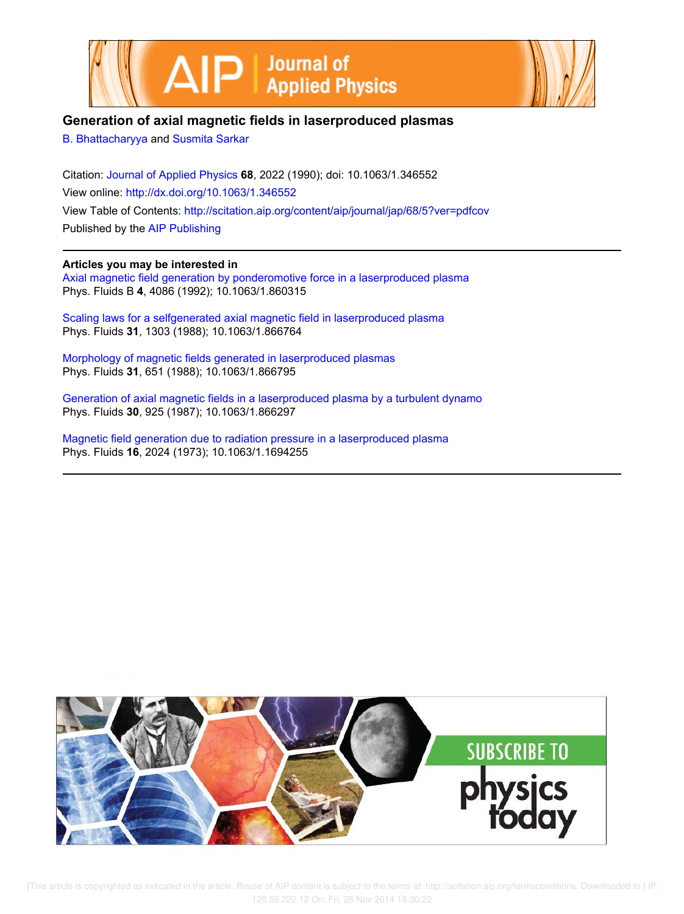# Generation of axial magnetic fields in laserproduced plasmas

B. Bhattacharyya and Susmita Sarkar

Citation: Journal of Applied Physics **68**, 2022 (1990); doi: 10.1063/1.346552

View online: http://dx.doi.org/10.1063/1.346552

View Table of Contents: http://scitation.aip.org/content/aip/journal/jap/68/5?ver=pdfcov

Published by the AIP Publishing

---

**Articles you may be interested in**

Axial magnetic field generation by ponderomotive force in a laserproduced plasma
Phys. Fluids B **4**, 4086 (1992); 10.1063/1.860315

Scaling laws for a selfgenerated axial magnetic field in laserproduced plasma
Phys. Fluids **31**, 1303 (1988); 10.1063/1.866764

Morphology of magnetic fields generated in laserproduced plasmas
Phys. Fluids **31**, 651 (1988); 10.1063/1.866795

Generation of axial magnetic fields in a laserproduced plasma by a turbulent dynamo
Phys. Fluids **30**, 925 (1987); 10.1063/1.866297

Magnetic field generation due to radiation pressure in a laserproduced plasma
Phys. Fluids **16**, 2024 (1973); 10.1063/1.1694255

---

[This article is copyrighted as indicated in the article. Reuse of AIP content is subject to the terms at: http://scitation.aip.org/termsconditions. Downloaded to ] IP: 128.59.222.12 On: Fri, 28 Nov 2014 18:30:22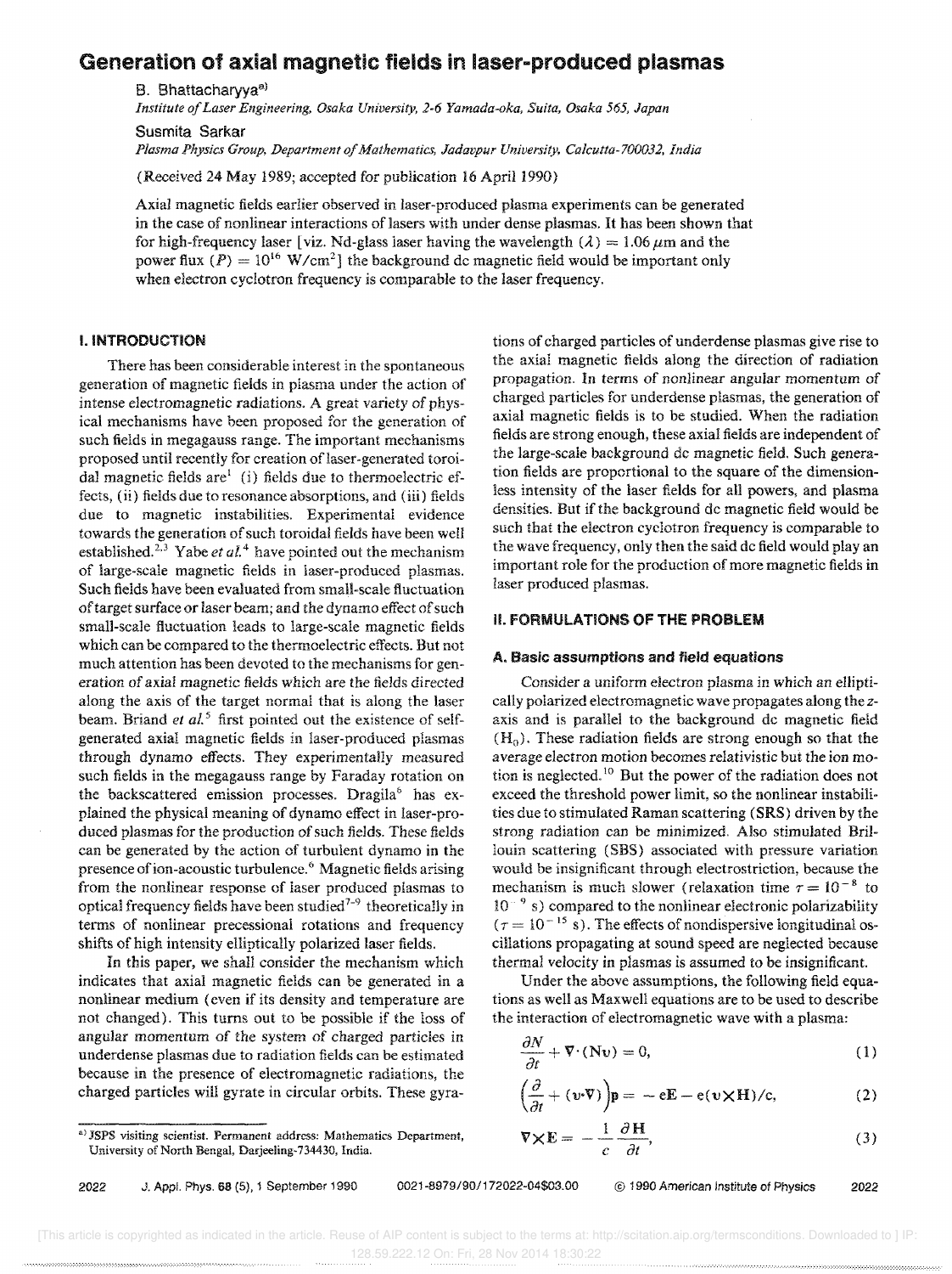# Generation of axial magnetic fields in laser-produced plasmas

B. Bhattacharyya[a)]

*Institute of Laser Engineering, Osaka University, 2-6 Yamada-oka, Suita, Osaka 565, Japan*

Susmita Sarkar

*Plasma Physics Group, Department of Mathematics, Jadavpur University, Calcutta-700032, India*

(Received 24 May 1989; accepted for publication 16 April 1990)

Axial magnetic fields earlier observed in laser-produced plasma experiments can be generated in the case of nonlinear interactions of lasers with under dense plasmas. It has been shown that for high-frequency laser [viz. Nd-glass laser having the wavelength $(\lambda) = 1.06\ \mu\text{m}$ and the power flux $(P) = 10^{16}\ \text{W/cm}^2$] the background dc magnetic field would be important only when electron cyclotron frequency is comparable to the laser frequency.

## I. INTRODUCTION

There has been considerable interest in the spontaneous generation of magnetic fields in plasma under the action of intense electromagnetic radiations. A great variety of physical mechanisms have been proposed for the generation of such fields in megagauss range. The important mechanisms proposed until recently for creation of laser-generated toroidal magnetic fields are[1] (i) fields due to thermoelectric effects, (ii) fields due to resonance absorptions, and (iii) fields due to magnetic instabilities. Experimental evidence towards the generation of such toroidal fields have been well established.[2,3] Yabe *et al.*[4] have pointed out the mechanism of large-scale magnetic fields in laser-produced plasmas. Such fields have been evaluated from small-scale fluctuation of target surface or laser beam; and the dynamo effect of such small-scale fluctuation leads to large-scale magnetic fields which can be compared to the thermoelectric effects. But not much attention has been devoted to the mechanisms for generation of axial magnetic fields which are the fields directed along the axis of the target normal that is along the laser beam. Briand *et al.*[5] first pointed out the existence of self-generated axial magnetic fields in laser-produced plasmas through dynamo effects. They experimentally measured such fields in the megagauss range by Faraday rotation on the backscattered emission processes. Dragila[6] has explained the physical meaning of dynamo effect in laser-produced plasmas for the production of such fields. These fields can be generated by the action of turbulent dynamo in the presence of ion-acoustic turbulence.[6] Magnetic fields arising from the nonlinear response of laser produced plasmas to optical frequency fields have been studied[7-9] theoretically in terms of nonlinear precessional rotations and frequency shifts of high intensity elliptically polarized laser fields.

In this paper, we shall consider the mechanism which indicates that axial magnetic fields can be generated in a nonlinear medium (even if its density and temperature are not changed). This turns out to be possible if the loss of angular momentum of the system of charged particles in underdense plasmas due to radiation fields can be estimated because in the presence of electromagnetic radiations, the charged particles will gyrate in circular orbits. These gyrations of charged particles of underdense plasmas give rise to the axial magnetic fields along the direction of radiation propagation. In terms of nonlinear angular momentum of charged particles for underdense plasmas, the generation of axial magnetic fields is to be studied. When the radiation fields are strong enough, these axial fields are independent of the large-scale background dc magnetic field. Such generation fields are proportional to the square of the dimensionless intensity of the laser fields for all powers, and plasma densities. But if the background dc magnetic field would be such that the electron cyclotron frequency is comparable to the wave frequency, only then the said dc field would play an important role for the production of more magnetic fields in laser produced plasmas.

## II. FORMULATIONS OF THE PROBLEM

### A. Basic assumptions and field equations

Consider a uniform electron plasma in which an elliptically polarized electromagnetic wave propagates along the $z$-axis and is parallel to the background dc magnetic field $(\mathbf{H}_0)$. These radiation fields are strong enough so that the average electron motion becomes relativistic but the ion motion is neglected.[10] But the power of the radiation does not exceed the threshold power limit, so the nonlinear instabilities due to stimulated Raman scattering (SRS) driven by the strong radiation can be minimized. Also stimulated Brillouin scattering (SBS) associated with pressure variation would be insignificant through electrostriction, because the mechanism is much slower (relaxation time $\tau = 10^{-8}$ to $10^{-9}$ s) compared to the nonlinear electronic polarizability $(\tau = 10^{-15}\ \text{s})$. The effects of nondispersive longitudinal oscillations propagating at sound speed are neglected because thermal velocity in plasmas is assumed to be insignificant.

Under the above assumptions, the following field equations as well as Maxwell equations are to be used to describe the interaction of electromagnetic wave with a plasma:

$$\frac{\partial N}{\partial t} + \nabla \cdot (N\mathbf{v}) = 0, \tag{1}$$

$$\left(\frac{\partial}{\partial t} + (\mathbf{v}\cdot\nabla)\right)\mathbf{p} = -e\mathbf{E} - e(\mathbf{v}\times\mathbf{H})/c, \tag{2}$$

$$\nabla\times\mathbf{E} = -\frac{1}{c}\frac{\partial \mathbf{H}}{\partial t}, \tag{3}$$

[a)] JSPS visiting scientist. Permanent address: Mathematics Department, University of North Bengal, Darjeeling-734430, India.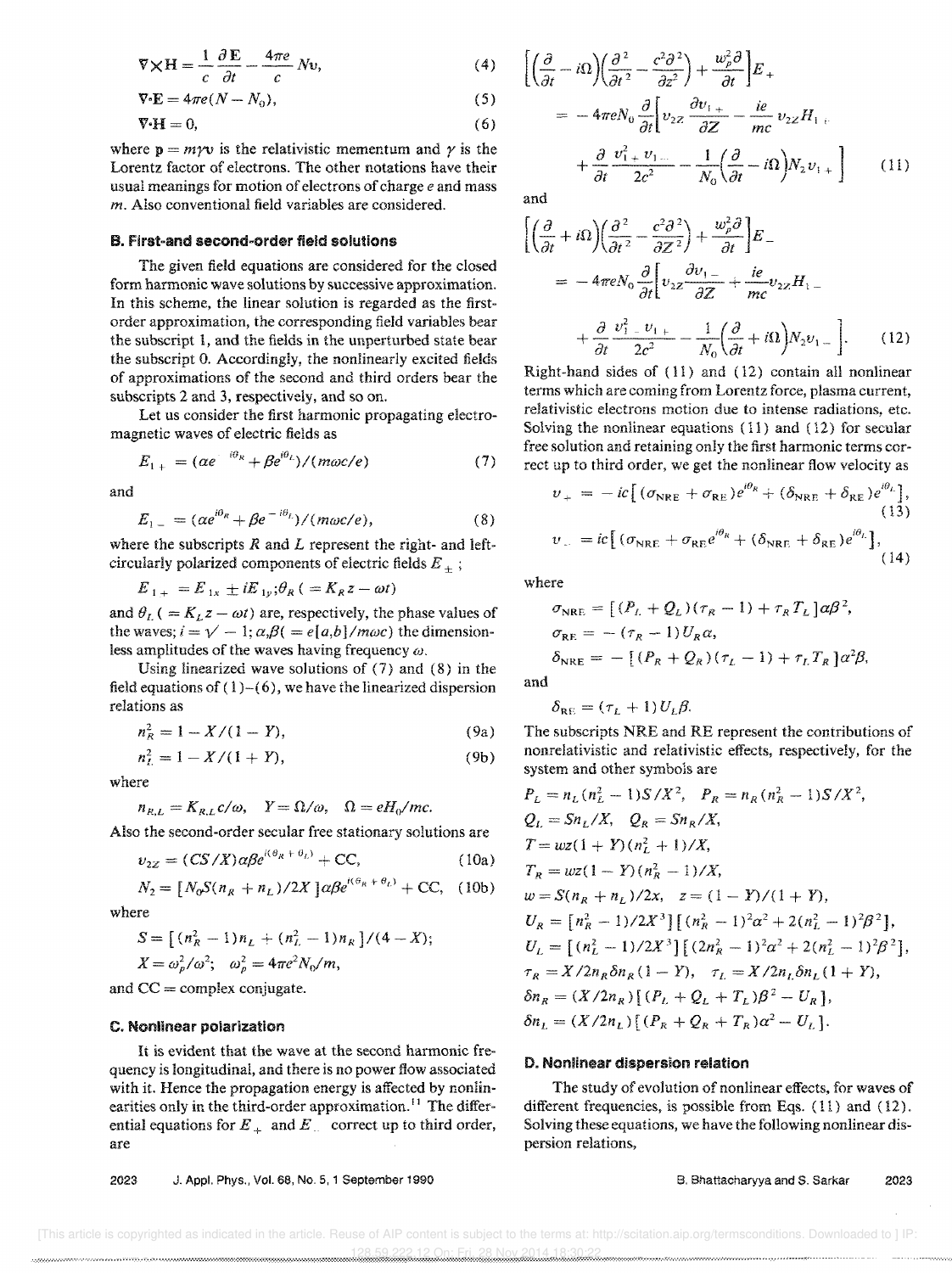$$\nabla \times \mathbf{H} = \frac{1}{c}\frac{\partial \mathbf{E}}{\partial t} - \frac{4\pi e}{c} N\mathbf{v}, \tag{4}$$

$$\nabla \cdot \mathbf{E} = 4\pi e(N - N_0), \tag{5}$$

$$\nabla \cdot \mathbf{H} = 0, \tag{6}$$

where $\mathbf{p} = m\gamma\mathbf{v}$ is the relativistic mementum and $\gamma$ is the Lorentz factor of electrons. The other notations have their usual meanings for motion of electrons of charge $e$ and mass $m$. Also conventional field variables are considered.

### B. First-and second-order field solutions

The given field equations are considered for the closed form harmonic wave solutions by successive approximation. In this scheme, the linear solution is regarded as the first-order approximation, the corresponding field variables bear the subscript 1, and the fields in the unperturbed state bear the subscript 0. Accordingly, the nonlinearly excited fields of approximations of the second and third orders bear the subscripts 2 and 3, respectively, and so on.

Let us consider the first harmonic propagating electromagnetic waves of electric fields as

$$E_{1+} = (\alpha e^{-i\theta_R} + \beta e^{i\theta_L})/(m\omega c/e) \tag{7}$$

and

$$E_{1-} = (\alpha e^{i\theta_R} + \beta e^{-i\theta_L})/(m\omega c/e), \tag{8}$$

where the subscripts $R$ and $L$ represent the right- and left-circularly polarized components of electric fields $E_\pm$;

$E_{1\pm} = E_{1x} \pm iE_{1y}; \theta_R\,(= K_R z - \omega t)$

and $\theta_L\,(= K_L z - \omega t)$ are, respectively, the phase values of the waves; $i = \sqrt{-1}$; $\alpha,\beta (= e[a,b]/m\omega c)$ the dimensionless amplitudes of the waves having frequency $\omega$.

Using linearized wave solutions of (7) and (8) in the field equations of (1)–(6), we have the linearized dispersion relations as

$$n_R^2 = 1 - X/(1 - Y), \tag{9a}$$

$$n_L^2 = 1 - X/(1 + Y), \tag{9b}$$

where

$$n_{R,L} = K_{R,L}c/\omega, \quad Y = \Omega/\omega, \quad \Omega = eH_0/mc.$$

Also the second-order secular free stationary solutions are

$$v_{2Z} = (CS/X)\alpha\beta e^{i(\theta_R + \theta_L)} + \mathrm{CC}, \tag{10a}$$

$$N_2 = [N_0 S(n_R + n_L)/2X]\alpha\beta e^{i(\theta_R + \theta_L)} + \mathrm{CC}, \tag{10b}$$

where

$$S = [(n_R^2 - 1)n_L + (n_L^2 - 1)n_R]/(4 - X);$$

$$X = \omega_p^2/\omega^2; \quad \omega_p^2 = 4\pi e^2 N_0/m,$$

and CC = complex conjugate.

### C. Nonlinear polarization

It is evident that the wave at the second harmonic frequency is longitudinal, and there is no power flow associated with it. Hence the propagation energy is affected by nonlinearities only in the third-order approximation.[11] The differential equations for $E_+$ and $E_-$ correct up to third order, are

$$\left[\left(\frac{\partial}{\partial t} - i\Omega\right)\left(\frac{\partial^2}{\partial t^2} - \frac{c^2\partial^2}{\partial z^2}\right) + \frac{\omega_p^2\partial}{\partial t}\right]E_+$$
$$= -4\pi e N_0 \frac{\partial}{\partial t}\left[v_{2Z}\frac{\partial v_{1+}}{\partial Z} - \frac{ie}{mc}v_{2Z}H_{1+} + \frac{\partial}{\partial t}\frac{v_{1+}^2 v_{1-}}{2c^2} - \frac{1}{N_0}\left(\frac{\partial}{\partial t} - i\Omega\right)N_2 v_{1+}\right] \tag{11}$$

and

$$\left[\left(\frac{\partial}{\partial t} + i\Omega\right)\left(\frac{\partial^2}{\partial t^2} - \frac{c^2\partial^2}{\partial Z^2}\right) + \frac{\omega_p^2\partial}{\partial t}\right]E_-$$
$$= -4\pi e N_0 \frac{\partial}{\partial t}\left[v_{2Z}\frac{\partial v_{1-}}{\partial Z} + \frac{ie}{mc}v_{2Z}H_{1-} + \frac{\partial}{\partial t}\frac{v_{1-}^2 v_{1+}}{2c^2} - \frac{1}{N_0}\left(\frac{\partial}{\partial t} + i\Omega\right)N_2 v_{1-}\right]. \tag{12}$$

Right-hand sides of (11) and (12) contain all nonlinear terms which are coming from Lorentz force, plasma current, relativistic electrons motion due to intense radiations, etc. Solving the nonlinear equations (11) and (12) for secular free solution and retaining only the first harmonic terms correct up to third order, we get the nonlinear flow velocity as

$$v_+ = -ic[(\sigma_{\mathrm{NRE}} + \sigma_{\mathrm{RE}})e^{i\theta_R} + (\delta_{\mathrm{NRE}} + \delta_{\mathrm{RE}})e^{i\theta_L}], \tag{13}$$

$$v_- = ic[(\sigma_{\mathrm{NRE}} + \sigma_{\mathrm{RE}}e^{i\theta_R} + (\delta_{\mathrm{NRE}} + \delta_{\mathrm{RE}})e^{i\theta_L}], \tag{14}$$

where

$$\sigma_{\mathrm{NRE}} = [(P_L + Q_L)(\tau_R - 1) + \tau_R T_L]\alpha\beta^2,$$

$$\sigma_{\mathrm{RE}} = -(\tau_R - 1)U_R\alpha,$$

$$\delta_{\mathrm{NRE}} = -[(P_R + Q_R)(\tau_L - 1) + \tau_L T_R]\alpha^2\beta,$$

and

$$\delta_{\mathrm{RE}} = (\tau_L + 1)U_L\beta.$$

The subscripts NRE and RE represent the contributions of nonrelativistic and relativistic effects, respectively, for the system and other symbols are

$$P_L = n_L(n_L^2 - 1)S/X^2, \quad P_R = n_R(n_R^2 - 1)S/X^2,$$

$$Q_L = Sn_L/X, \quad Q_R = Sn_R/X,$$

$$T = wz(1 + Y)(n_L^2 + 1)/X,$$

$$T_R = wz(1 - Y)(n_R^2 - 1)/X,$$

$$w = S(n_R + n_L)/2x, \quad z = (1 - Y)/(1 + Y),$$

$$U_R = [n_R^2 - 1)/2X^3][(n_R^2 - 1)^2\alpha^2 + 2(n_L^2 - 1)^2\beta^2],$$

$$U_L = [(n_L^2 - 1)/2X^3][(2n_R^2 - 1)^2\alpha^2 + 2(n_L^2 - 1)^2\beta^2],$$

$$\tau_R = X/2n_R\delta n_R(1 - Y), \quad \tau_L = X/2n_L\delta n_L(1 + Y),$$

$$\delta n_R = (X/2n_R)[(P_L + Q_L + T_L)\beta^2 - U_R],$$

$$\delta n_L = (X/2n_L)[(P_R + Q_R + T_R)\alpha^2 - U_L].$$

### D. Nonlinear dispersion relation

The study of evolution of nonlinear effects, for waves of different frequencies, is possible from Eqs. (11) and (12). Solving these equations, we have the following nonlinear dispersion relations,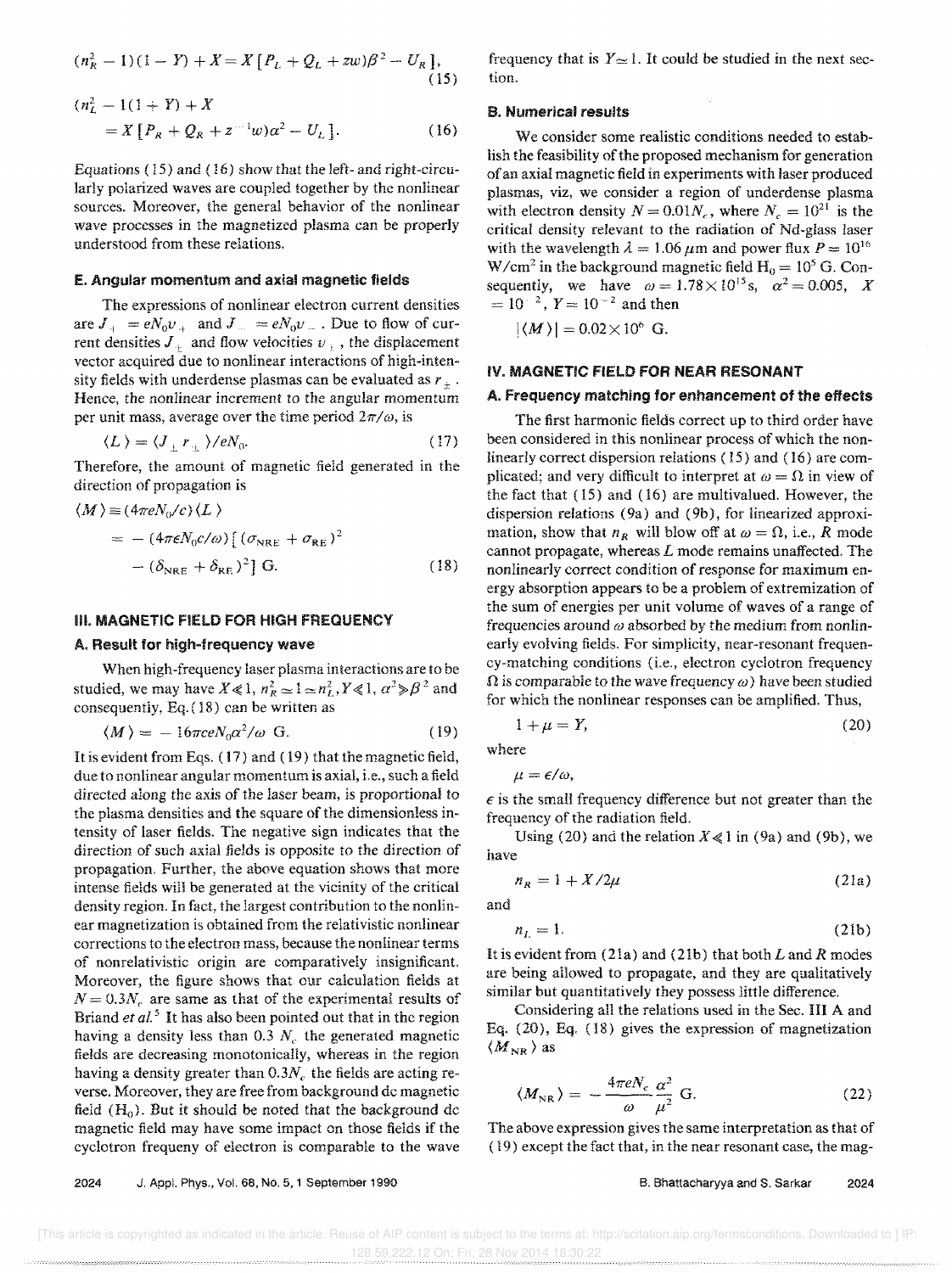$$(n_R^2 - 1)(1 - Y) + X = X[P_L + Q_L + zw)\beta^2 - U_R], \tag{15}$$

$$(n_L^2 - 1(1 + Y) + X = X[P_R + Q_R + z^{-1}w)\alpha^2 - U_L]. \tag{16}$$

Equations (15) and (16) show that the left- and right-circularly polarized waves are coupled together by the nonlinear sources. Moreover, the general behavior of the nonlinear wave processes in the magnetized plasma can be properly understood from these relations.

### E. Angular momentum and axial magnetic fields

The expressions of nonlinear electron current densities are $J_+ = eN_0v_+$ and $J_- = eN_0v_-$. Due to flow of current densities $J_\pm$ and flow velocities $v_\pm$, the displacement vector acquired due to nonlinear interactions of high-intensity fields with underdense plasmas can be evaluated as $r_\pm$. Hence, the nonlinear increment to the angular momentum per unit mass, average over the time period $2\pi/\omega$, is

$$\langle L \rangle = \langle J_\perp r_\perp \rangle / eN_0. \tag{17}$$

Therefore, the amount of magnetic field generated in the direction of propagation is

$$\begin{aligned}\langle M \rangle &\equiv (4\pi eN_0/c)\langle L \rangle \\ &= -(4\pi eN_0 c/\omega)[(\sigma_{\rm NRE} + \sigma_{\rm RE})^2 \\ &\quad - (\delta_{\rm NRE} + \delta_{\rm RE})^2] \text{ G}.\end{aligned} \tag{18}$$

## III. MAGNETIC FIELD FOR HIGH FREQUENCY

### A. Result for high-frequency wave

When high-frequency laser plasma interactions are to be studied, we may have $X \ll 1$, $n_R^2 \simeq 1 \simeq n_L^2$, $Y \ll 1$, $\alpha^2 \gg \beta^2$ and consequently, Eq. (18) can be written as

$$\langle M \rangle = -16\pi ceN_0\alpha^2/\omega \text{ G}. \tag{19}$$

It is evident from Eqs. (17) and (19) that the magnetic field, due to nonlinear angular momentum is axial, i.e., such a field directed along the axis of the laser beam, is proportional to the plasma densities and the square of the dimensionless intensity of laser fields. The negative sign indicates that the direction of such axial fields is opposite to the direction of propagation. Further, the above equation shows that more intense fields will be generated at the vicinity of the critical density region. In fact, the largest contribution to the nonlinear magnetization is obtained from the relativistic nonlinear corrections to the electron mass, because the nonlinear terms of nonrelativistic origin are comparatively insignificant. Moreover, the figure shows that our calculation fields at $N = 0.3N_c$ are same as that of the experimental results of Briand *et al.*[5] It has also been pointed out that in the region having a density less than $0.3\, N_c$ the generated magnetic fields are decreasing monotonically, whereas in the region having a density greater than $0.3N_c$ the fields are acting reverse. Moreover, they are free from background dc magnetic field ($H_0$). But it should be noted that the background dc magnetic field may have some impact on those fields if the cyclotron frequeny of electron is comparable to the wave frequency that is $Y \simeq 1$. It could be studied in the next section.

### B. Numerical results

We consider some realistic conditions needed to establish the feasibility of the proposed mechanism for generation of an axial magnetic field in experiments with laser produced plasmas, viz, we consider a region of underdense plasma with electron density $N = 0.01N_c$, where $N_c = 10^{21}$ is the critical density relevant to the radiation of Nd-glass laser with the wavelength $\lambda = 1.06\,\mu$m and power flux $P = 10^{16}$ W/cm$^2$ in the background magnetic field $H_0 = 10^5$ G. Consequently, we have $\omega = 1.78 \times 10^{15}$ s, $\alpha^2 = 0.005$, $X = 10^{-2}$, $Y = 10^{-2}$ and then

$$|\langle M \rangle| = 0.02 \times 10^6 \text{ G}.$$

## IV. MAGNETIC FIELD FOR NEAR RESONANT

### A. Frequency matching for enhancement of the effects

The first harmonic fields correct up to third order have been considered in this nonlinear process of which the nonlinearly correct dispersion relations (15) and (16) are complicated; and very difficult to interpret at $\omega = \Omega$ in view of the fact that (15) and (16) are multivalued. However, the dispersion relations (9a) and (9b), for linearized approximation, show that $n_R$ will blow off at $\omega = \Omega$, i.e., $R$ mode cannot propagate, whereas $L$ mode remains unaffected. The nonlinearly correct condition of response for maximum energy absorption appears to be a problem of extremization of the sum of energies per unit volume of waves of a range of frequencies around $\omega$ absorbed by the medium from nonlinearly evolving fields. For simplicity, near-resonant frequency-matching conditions (i.e., electron cyclotron frequency $\Omega$ is comparable to the wave frequency $\omega$) have been studied for which the nonlinear responses can be amplified. Thus,

$$1 + \mu = Y, \tag{20}$$

where

$$\mu = \epsilon/\omega,$$

$\epsilon$ is the small frequency difference but not greater than the frequency of the radiation field.

Using (20) and the relation $X \ll 1$ in (9a) and (9b), we have

$$n_R = 1 + X/2\mu \tag{21a}$$

and

$$n_L = 1. \tag{21b}$$

It is evident from (21a) and (21b) that both $L$ and $R$ modes are being allowed to propagate, and they are qualitatively similar but quantitatively they possess little difference.

Considering all the relations used in the Sec. III A and Eq. (20), Eq. (18) gives the expression of magnetization $\langle M_{\rm NR} \rangle$ as

$$\langle M_{\rm NR} \rangle = -\frac{4\pi eN_c}{\omega}\frac{\alpha^2}{\mu^2} \text{ G}. \tag{22}$$

The above expression gives the same interpretation as that of (19) except the fact that, in the near resonant case, the mag-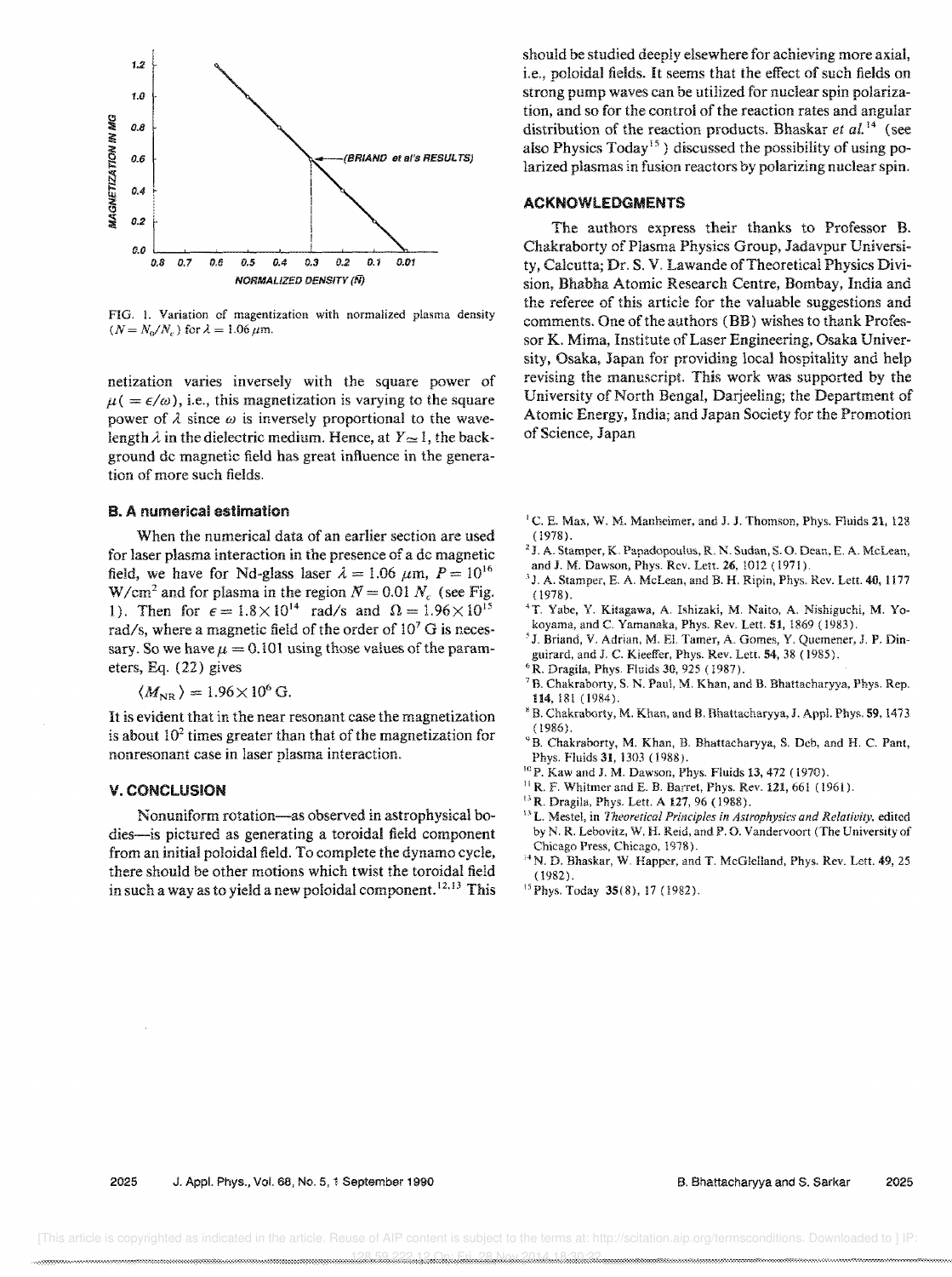MAGNETIZATION IN MG

1.2

1.0

0.8

0.6

0.4

0.2

0.0

0.8 0.7 0.6 0.5 0.4 0.3 0.2 0.1 0.01

NORMALIZED DENSITY ($\bar{N}$)

(BRIAND et al's RESULTS)

FIG. 1. Variation of magentization with normalized plasma density ($N = N_0/N_c$) for $\lambda = 1.06\ \mu$m.

netization varies inversely with the square power of $\mu(=\epsilon/\omega)$, i.e., this magnetization is varying to the square power of $\lambda$ since $\omega$ is inversely proportional to the wavelength $\lambda$ in the dielectric medium. Hence, at $Y \simeq 1$, the background dc magnetic field has great influence in the generation of more such fields.

### B. A numerical estimation

When the numerical data of an earlier section are used for laser plasma interaction in the presence of a dc magnetic field, we have for Nd-glass laser $\lambda = 1.06\ \mu$m, $P = 10^{16}$ W/cm$^2$ and for plasma in the region $\bar{N} = 0.01\ N_c$ (see Fig. 1). Then for $\epsilon = 1.8 \times 10^{14}$ rad/s and $\Omega = 1.96 \times 10^{15}$ rad/s, where a magnetic field of the order of $10^7$ G is necessary. So we have $\mu = 0.101$ using those values of the parameters, Eq. (22) gives

$$\langle M_{\rm NR} \rangle = 1.96 \times 10^6\ {\rm G}.$$

It is evident that in the near resonant case the magnetization is about $10^2$ times greater than that of the magnetization for nonresonant case in laser plasma interaction.

## V. CONCLUSION

Nonuniform rotation—as observed in astrophysical bodies—is pictured as generating a toroidal field component from an initial poloidal field. To complete the dynamo cycle, there should be other motions which twist the toroidal field in such a way as to yield a new poloidal component.[12,13] This should be studied deeply elsewhere for achieving more axial, i.e., poloidal fields. It seems that the effect of such fields on strong pump waves can be utilized for nuclear spin polarization, and so for the control of the reaction rates and angular distribution of the reaction products. Bhaskar *et al.*[14] (see also Physics Today[15]) discussed the possibility of using polarized plasmas in fusion reactors by polarizing nuclear spin.

## ACKNOWLEDGMENTS

The authors express their thanks to Professor B. Chakraborty of Plasma Physics Group, Jadavpur University, Calcutta; Dr. S. V. Lawande of Theoretical Physics Division, Bhabha Atomic Research Centre, Bombay, India and the referee of this article for the valuable suggestions and comments. One of the authors (BB) wishes to thank Professor K. Mima, Institute of Laser Engineering, Osaka University, Osaka, Japan for providing local hospitality and help revising the manuscript. This work was supported by the University of North Bengal, Darjeeling; the Department of Atomic Energy, India; and Japan Society for the Promotion of Science, Japan

[1] C. E. Max, W. M. Manheimer, and J. J. Thomson, Phys. Fluids **21**, 128 (1978).

[2] J. A. Stamper, K. Papadopoulus, R. N. Sudan, S. O. Dean, E. A. McLean, and J. M. Dawson, Phys. Rev. Lett. **26**, 1012 (1971).

[3] J. A. Stamper, E. A. McLean, and B. H. Ripin, Phys. Rev. Lett. **40**, 1177 (1978).

[4] T. Yabe, Y. Kitagawa, A. Ishizaki, M. Naito, A. Nishiguchi, M. Yokoyama, and C. Yamanaka, Phys. Rev. Lett. **51**, 1869 (1983).

[5] J. Briand, V. Adrian, M. El Tamer, A. Gomes, Y. Quemener, J. P. Dinguirard, and J. C. Kieeffer, Phys. Rev. Lett. **54**, 38 (1985).

[6] R. Dragila, Phys. Fluids **30**, 925 (1987).

[7] B. Chakraborty, S. N. Paul, M. Khan, and B. Bhattacharyya, Phys. Rep. **114**, 181 (1984).

[8] B. Chakraborty, M. Khan, and B. Bhattacharyya, J. Appl. Phys. **59**, 1473 (1986).

[9] B. Chakraborty, M. Khan, B. Bhattacharyya, S. Deb, and H. C. Pant, Phys. Fluids **31**, 1303 (1988).

[10] P. Kaw and J. M. Dawson, Phys. Fluids **13**, 472 (1970).

[11] R. F. Whitmer and E. B. Barret, Phys. Rev. **121**, 661 (1961).

[12] R. Dragila, Phys. Lett. A **127**, 96 (1988).

[13] L. Mestel, in *Theoretical Principles in Astrophysics and Relativity*, edited by N. R. Lebovitz, W. H. Reid, and P. O. Vandervoort (The University of Chicago Press, Chicago, 1978).

[14] N. D. Bhaskar, W. Happer, and T. McClelland, Phys. Rev. Lett. **49**, 25 (1982).

[15] Phys. Today **35**(8), 17 (1982).